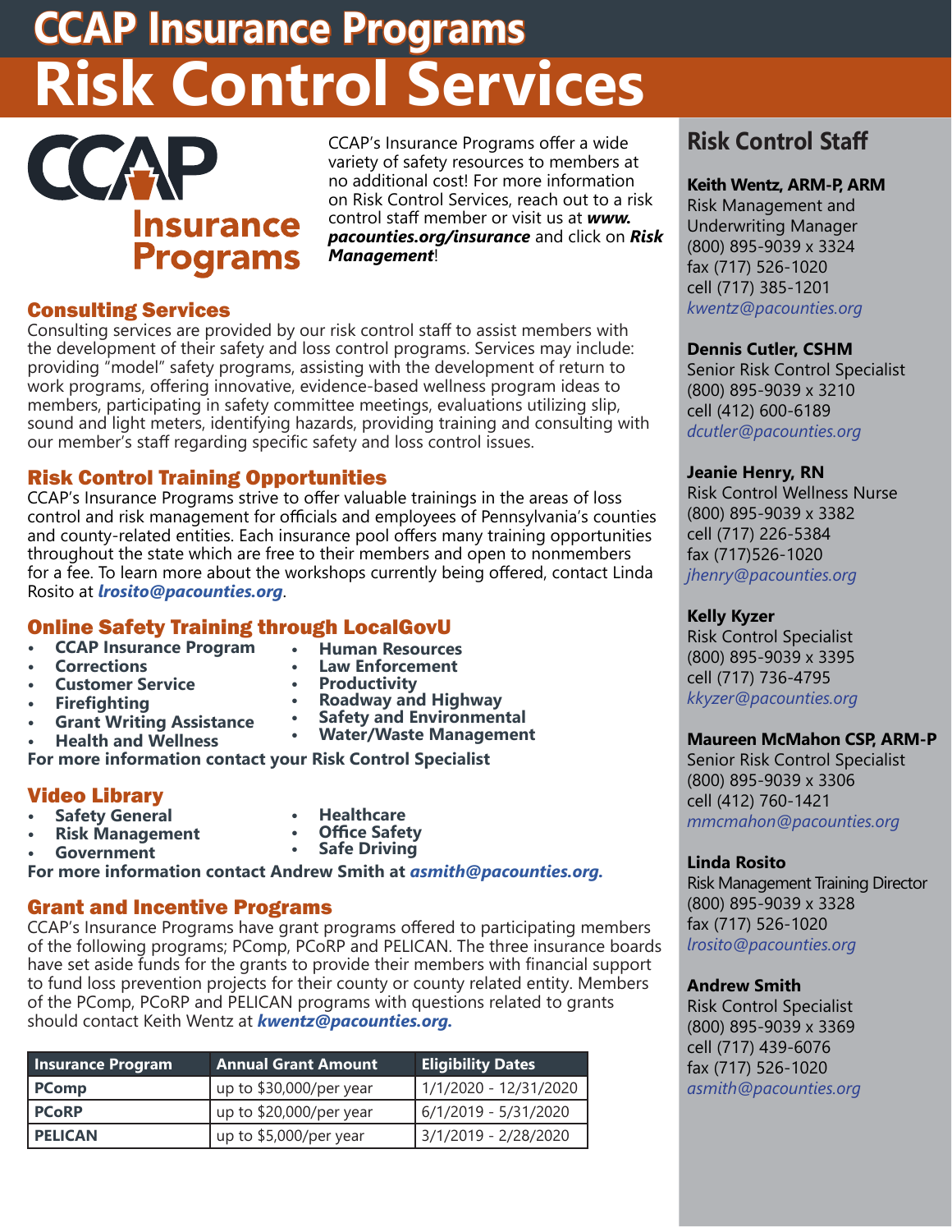# CCAP Insurance Programs

# Risk Control Services

CCAP Insurance Programs

CCAP's Insurance Programs offer a wide variety of safety resources to members at no additional cost! For more information on Risk Control Services, reach out to a risk control staff member or visit us at ***www.pacounties.org/insurance*** and click on ***Risk Management***!

## Consulting Services

Consulting services are provided by our risk control staff to assist members with the development of their safety and loss control programs. Services may include: providing "model" safety programs, assisting with the development of return to work programs, offering innovative, evidence-based wellness program ideas to members, participating in safety committee meetings, evaluations utilizing slip, sound and light meters, identifying hazards, providing training and consulting with our member's staff regarding specific safety and loss control issues.

## Risk Control Training Opportunities

CCAP's Insurance Programs strive to offer valuable trainings in the areas of loss control and risk management for officials and employees of Pennsylvania's counties and county-related entities. Each insurance pool offers many training opportunities throughout the state which are free to their members and open to nonmembers for a fee. To learn more about the workshops currently being offered, contact Linda Rosito at ***lrosito@pacounties.org***.

## Online Safety Training through LocalGovU

- **CCAP Insurance Program**
- **Corrections**
- **Customer Service**
- **Firefighting**
- **Grant Writing Assistance**
- **Health and Wellness**
- **Human Resources**
- **Law Enforcement**
- **Productivity**
- **Roadway and Highway**
- **Safety and Environmental**
- **Water/Waste Management**

**For more information contact your Risk Control Specialist**

## Video Library

- **Safety General**
- **Risk Management**
- **Government**
- **Healthcare**
- **Office Safety**
- **Safe Driving**

**For more information contact Andrew Smith at *asmith@pacounties.org.***

## Grant and Incentive Programs

CCAP's Insurance Programs have grant programs offered to participating members of the following programs; PComp, PCoRP and PELICAN. The three insurance boards have set aside funds for the grants to provide their members with financial support to fund loss prevention projects for their county or county related entity. Members of the PComp, PCoRP and PELICAN programs with questions related to grants should contact Keith Wentz at ***kwentz@pacounties.org.***

| Insurance Program | Annual Grant Amount | Eligibility Dates |
|---|---|---|
| **PComp** | up to $30,000/per year | 1/1/2020 - 12/31/2020 |
| **PCoRP** | up to $20,000/per year | 6/1/2019 - 5/31/2020 |
| **PELICAN** | up to $5,000/per year | 3/1/2019 - 2/28/2020 |

## Risk Control Staff

**Keith Wentz, ARM-P, ARM**
Risk Management and Underwriting Manager
(800) 895-9039 x 3324
fax (717) 526-1020
cell (717) 385-1201
*kwentz@pacounties.org*

**Dennis Cutler, CSHM**
Senior Risk Control Specialist
(800) 895-9039 x 3210
cell (412) 600-6189
*dcutler@pacounties.org*

**Jeanie Henry, RN**
Risk Control Wellness Nurse
(800) 895-9039 x 3382
cell (717) 226-5384
fax (717)526-1020
*jhenry@pacounties.org*

**Kelly Kyzer**
Risk Control Specialist
(800) 895-9039 x 3395
cell (717) 736-4795
*kkyzer@pacounties.org*

**Maureen McMahon CSP, ARM-P**
Senior Risk Control Specialist
(800) 895-9039 x 3306
cell (412) 760-1421
*mmcmahon@pacounties.org*

**Linda Rosito**
Risk Management Training Director
(800) 895-9039 x 3328
fax (717) 526-1020
*lrosito@pacounties.org*

**Andrew Smith**
Risk Control Specialist
(800) 895-9039 x 3369
cell (717) 439-6076
fax (717) 526-1020
*asmith@pacounties.org*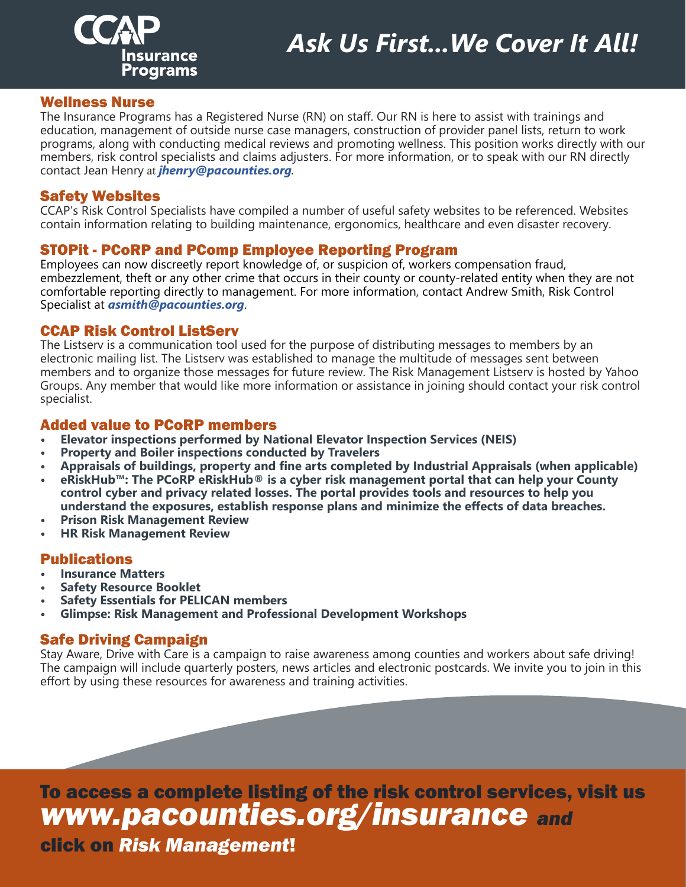# CCAP Insurance Programs

## *Ask Us First...We Cover It All!*

### Wellness Nurse

The Insurance Programs has a Registered Nurse (RN) on staff. Our RN is here to assist with trainings and education, management of outside nurse case managers, construction of provider panel lists, return to work programs, along with conducting medical reviews and promoting wellness. This position works directly with our members, risk control specialists and claims adjusters. For more information, or to speak with our RN directly contact Jean Henry at ***jhenry@pacounties.org***.

### Safety Websites

CCAP's Risk Control Specialists have compiled a number of useful safety websites to be referenced. Websites contain information relating to building maintenance, ergonomics, healthcare and even disaster recovery.

### STOPit - PCoRP and PComp Employee Reporting Program

Employees can now discreetly report knowledge of, or suspicion of, workers compensation fraud, embezzlement, theft or any other crime that occurs in their county or county-related entity when they are not comfortable reporting directly to management. For more information, contact Andrew Smith, Risk Control Specialist at ***asmith@pacounties.org***.

### CCAP Risk Control ListServ

The Listserv is a communication tool used for the purpose of distributing messages to members by an electronic mailing list. The Listserv was established to manage the multitude of messages sent between members and to organize those messages for future review. The Risk Management Listserv is hosted by Yahoo Groups. Any member that would like more information or assistance in joining should contact your risk control specialist.

### Added value to PCoRP members

- **Elevator inspections performed by National Elevator Inspection Services (NEIS)**
- **Property and Boiler inspections conducted by Travelers**
- **Appraisals of buildings, property and fine arts completed by Industrial Appraisals (when applicable)**
- **eRiskHub™: The PCoRP eRiskHub® is a cyber risk management portal that can help your County control cyber and privacy related losses. The portal provides tools and resources to help you understand the exposures, establish response plans and minimize the effects of data breaches.**
- **Prison Risk Management Review**
- **HR Risk Management Review**

### Publications

- **Insurance Matters**
- **Safety Resource Booklet**
- **Safety Essentials for PELICAN members**
- **Glimpse: Risk Management and Professional Development Workshops**

### Safe Driving Campaign

Stay Aware, Drive with Care is a campaign to raise awareness among counties and workers about safe driving! The campaign will include quarterly posters, news articles and electronic postcards. We invite you to join in this effort by using these resources for awareness and training activities.

**To access a complete listing of the risk control services, visit us *www.pacounties.org/insurance and* click on *Risk Management*!**